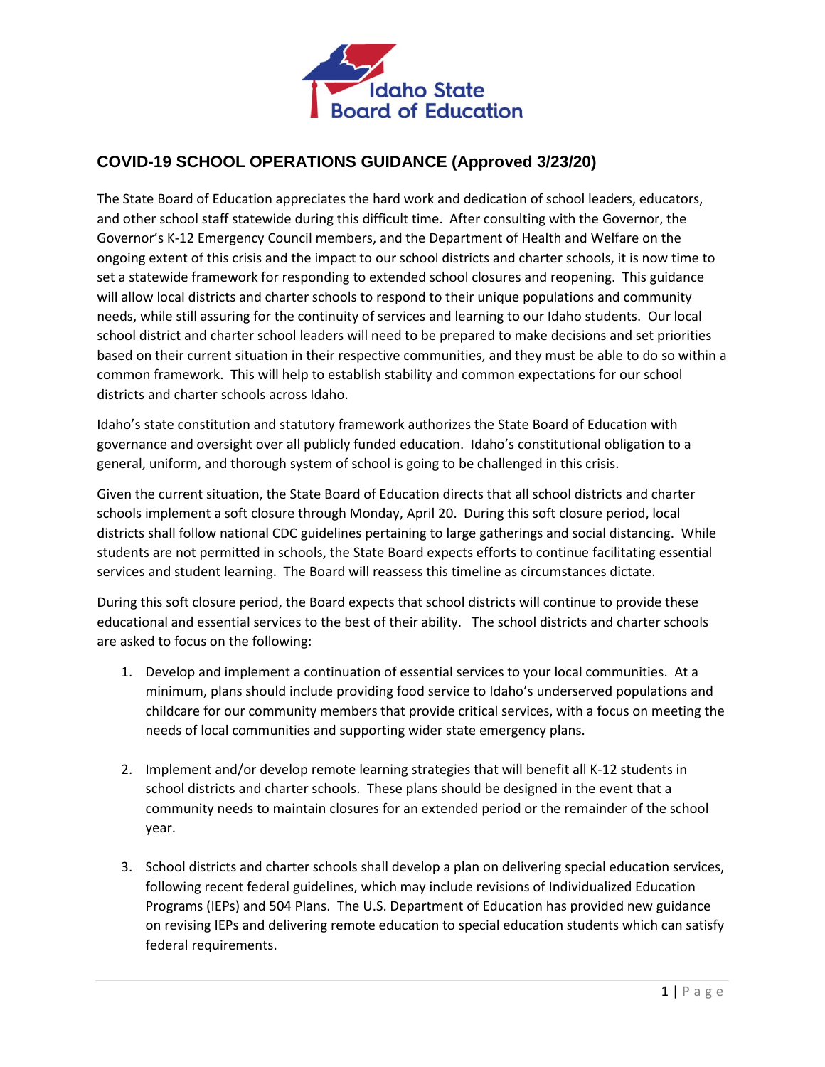Idaho State Board of Education

## COVID-19 SCHOOL OPERATIONS GUIDANCE (Approved 3/23/20)

The State Board of Education appreciates the hard work and dedication of school leaders, educators, and other school staff statewide during this difficult time. After consulting with the Governor, the Governor's K-12 Emergency Council members, and the Department of Health and Welfare on the ongoing extent of this crisis and the impact to our school districts and charter schools, it is now time to set a statewide framework for responding to extended school closures and reopening. This guidance will allow local districts and charter schools to respond to their unique populations and community needs, while still assuring for the continuity of services and learning to our Idaho students. Our local school district and charter school leaders will need to be prepared to make decisions and set priorities based on their current situation in their respective communities, and they must be able to do so within a common framework. This will help to establish stability and common expectations for our school districts and charter schools across Idaho.

Idaho's state constitution and statutory framework authorizes the State Board of Education with governance and oversight over all publicly funded education. Idaho's constitutional obligation to a general, uniform, and thorough system of school is going to be challenged in this crisis.

Given the current situation, the State Board of Education directs that all school districts and charter schools implement a soft closure through Monday, April 20. During this soft closure period, local districts shall follow national CDC guidelines pertaining to large gatherings and social distancing. While students are not permitted in schools, the State Board expects efforts to continue facilitating essential services and student learning. The Board will reassess this timeline as circumstances dictate.

During this soft closure period, the Board expects that school districts will continue to provide these educational and essential services to the best of their ability. The school districts and charter schools are asked to focus on the following:

1. Develop and implement a continuation of essential services to your local communities. At a minimum, plans should include providing food service to Idaho's underserved populations and childcare for our community members that provide critical services, with a focus on meeting the needs of local communities and supporting wider state emergency plans.

2. Implement and/or develop remote learning strategies that will benefit all K-12 students in school districts and charter schools. These plans should be designed in the event that a community needs to maintain closures for an extended period or the remainder of the school year.

3. School districts and charter schools shall develop a plan on delivering special education services, following recent federal guidelines, which may include revisions of Individualized Education Programs (IEPs) and 504 Plans. The U.S. Department of Education has provided new guidance on revising IEPs and delivering remote education to special education students which can satisfy federal requirements.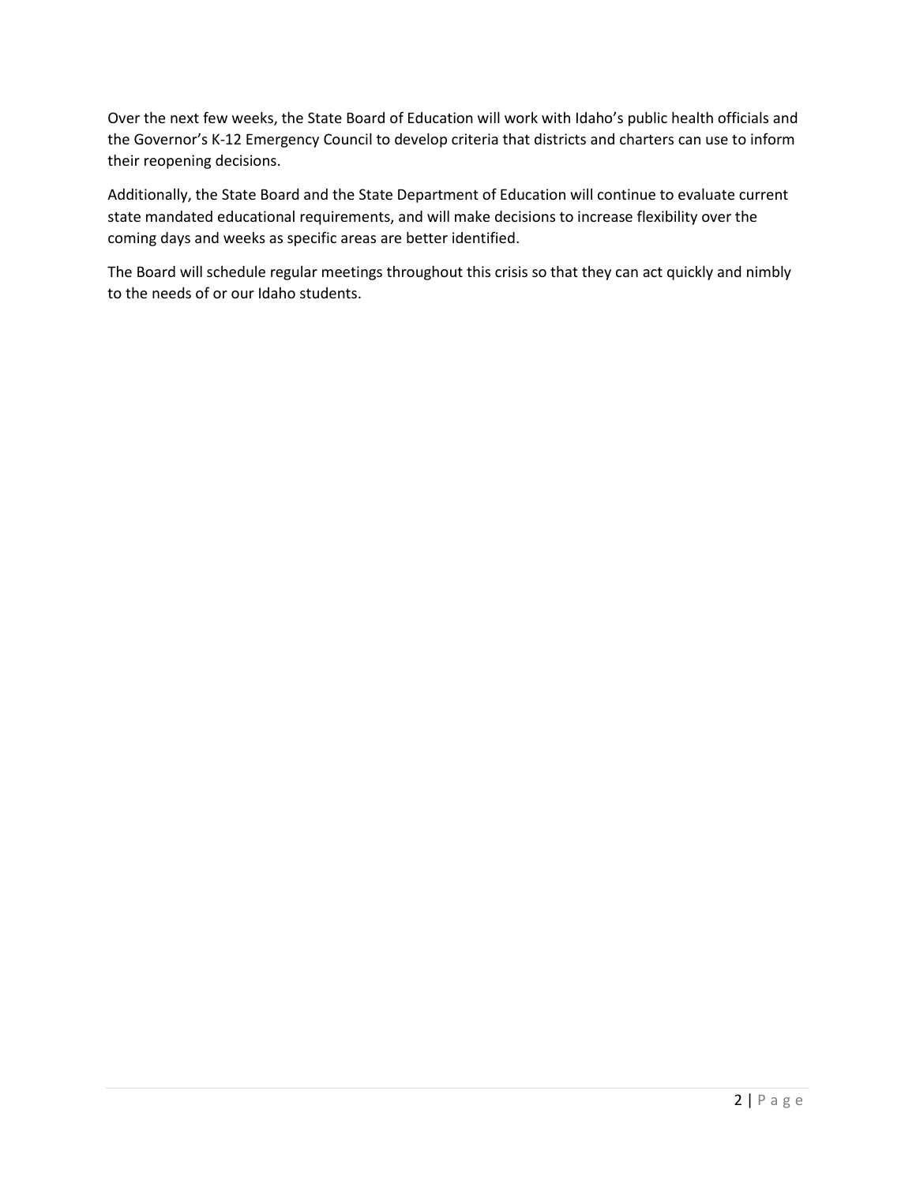Over the next few weeks, the State Board of Education will work with Idaho's public health officials and the Governor's K-12 Emergency Council to develop criteria that districts and charters can use to inform their reopening decisions.

Additionally, the State Board and the State Department of Education will continue to evaluate current state mandated educational requirements, and will make decisions to increase flexibility over the coming days and weeks as specific areas are better identified.

The Board will schedule regular meetings throughout this crisis so that they can act quickly and nimbly to the needs of or our Idaho students.